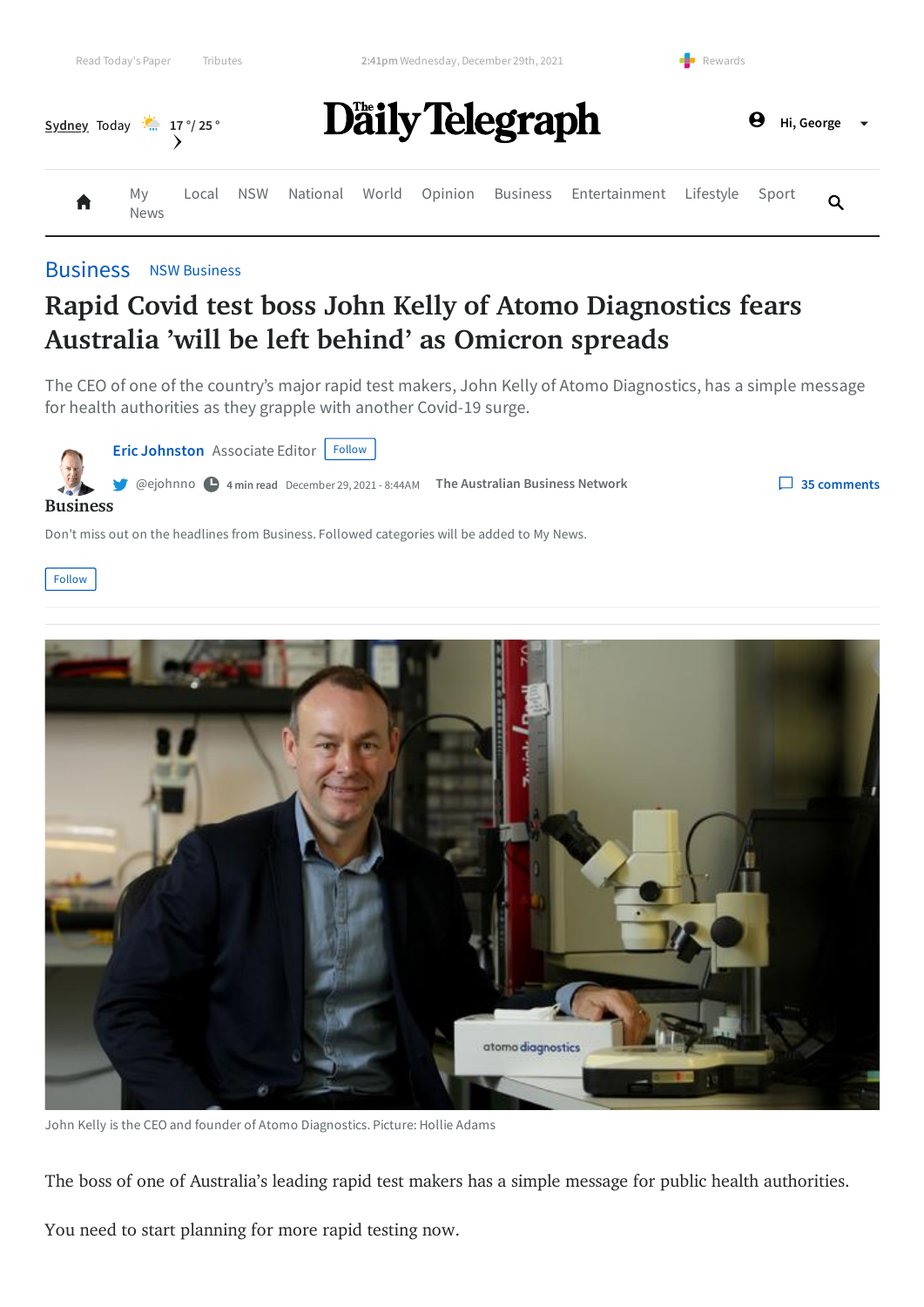Business · NSW Business

# Rapid Covid test boss John Kelly of Atomo Diagnostics fears Australia 'will be left behind' as Omicron spreads

The CEO of one of the country's major rapid test makers, John Kelly of Atomo Diagnostics, has a simple message for health authorities as they grapple with another Covid-19 surge.

**Eric Johnston** Associate Editor

@ejohnno · 4 min read · December 29, 2021 - 8:44AM · The Australian Business Network

35 comments

John Kelly is the CEO and founder of Atomo Diagnostics. Picture: Hollie Adams

The boss of one of Australia's leading rapid test makers has a simple message for public health authorities.

You need to start planning for more rapid testing now.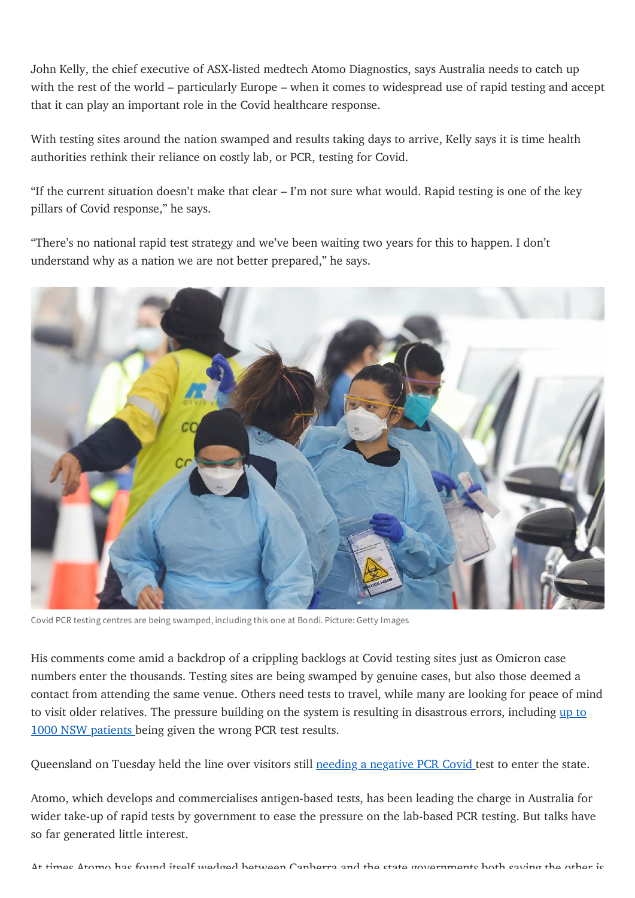John Kelly, the chief executive of ASX-listed medtech Atomo Diagnostics, says Australia needs to catch up with the rest of the world – particularly Europe – when it comes to widespread use of rapid testing and accept that it can play an important role in the Covid healthcare response.

With testing sites around the nation swamped and results taking days to arrive, Kelly says it is time health authorities rethink their reliance on costly lab, or PCR, testing for Covid.

"If the current situation doesn't make that clear – I'm not sure what would. Rapid testing is one of the key pillars of Covid response," he says.

"There's no national rapid test strategy and we've been waiting two years for this to happen. I don't understand why as a nation we are not better prepared," he says.

Covid PCR testing centres are being swamped, including this one at Bondi. Picture: Getty Images

His comments come amid a backdrop of a crippling backlogs at Covid testing sites just as Omicron case numbers enter the thousands. Testing sites are being swamped by genuine cases, but also those deemed a contact from attending the same venue. Others need tests to travel, while many are looking for peace of mind to visit older relatives. The pressure building on the system is resulting in disastrous errors, including [up to 1000 NSW patients ]being given the wrong PCR test results.

Queensland on Tuesday held the line over visitors still [needing a negative PCR Covid ]test to enter the state.

Atomo, which develops and commercialises antigen-based tests, has been leading the charge in Australia for wider take-up of rapid tests by government to ease the pressure on the lab-based PCR testing. But talks have so far generated little interest.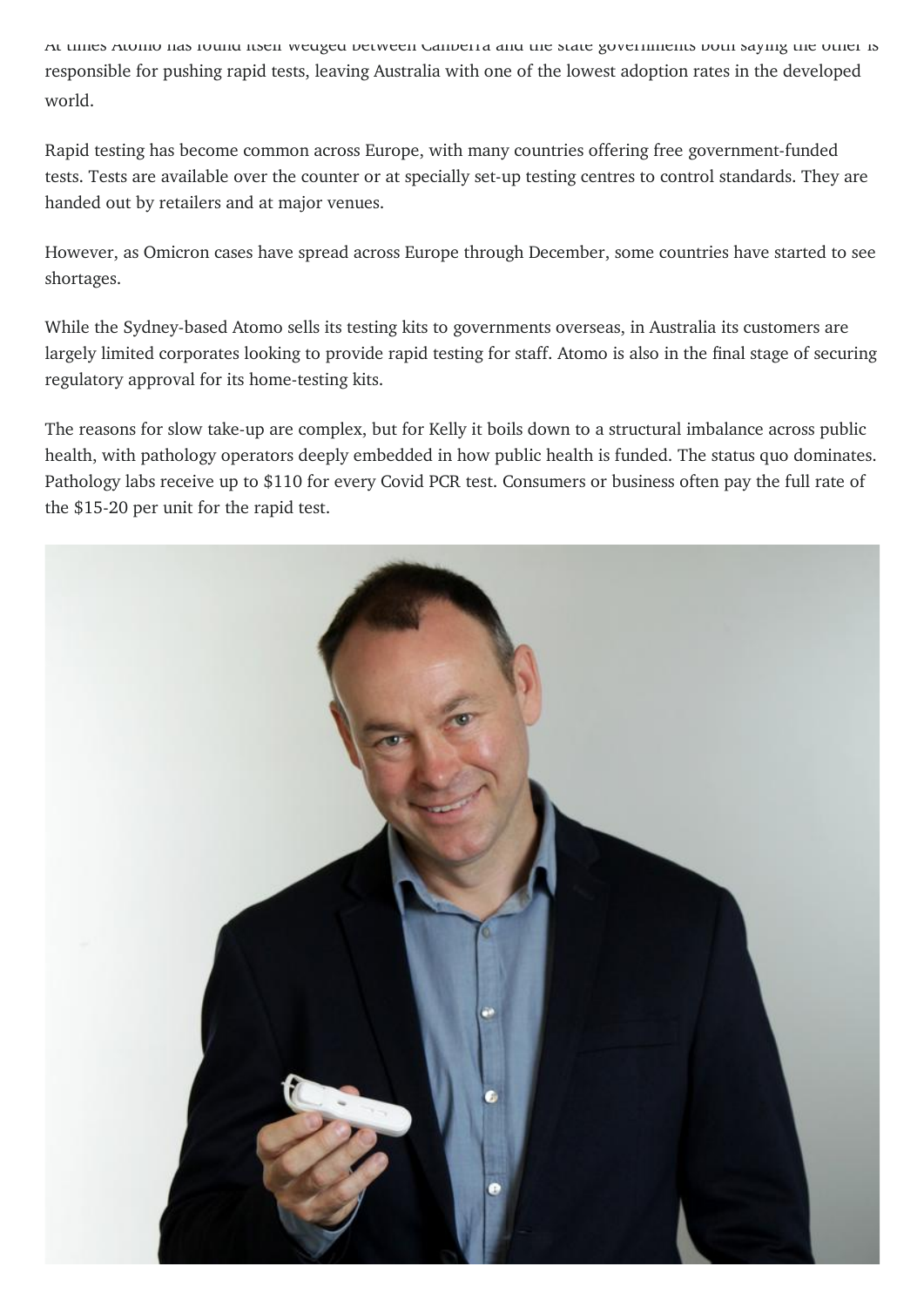At times Atomo has found itself wedged between Canberra and the state governments both saying the other is responsible for pushing rapid tests, leaving Australia with one of the lowest adoption rates in the developed world.

Rapid testing has become common across Europe, with many countries offering free government-funded tests. Tests are available over the counter or at specially set-up testing centres to control standards. They are handed out by retailers and at major venues.

However, as Omicron cases have spread across Europe through December, some countries have started to see shortages.

While the Sydney-based Atomo sells its testing kits to governments overseas, in Australia its customers are largely limited corporates looking to provide rapid testing for staff. Atomo is also in the final stage of securing regulatory approval for its home-testing kits.

The reasons for slow take-up are complex, but for Kelly it boils down to a structural imbalance across public health, with pathology operators deeply embedded in how public health is funded. The status quo dominates. Pathology labs receive up to $110 for every Covid PCR test. Consumers or business often pay the full rate of the $15-20 per unit for the rapid test.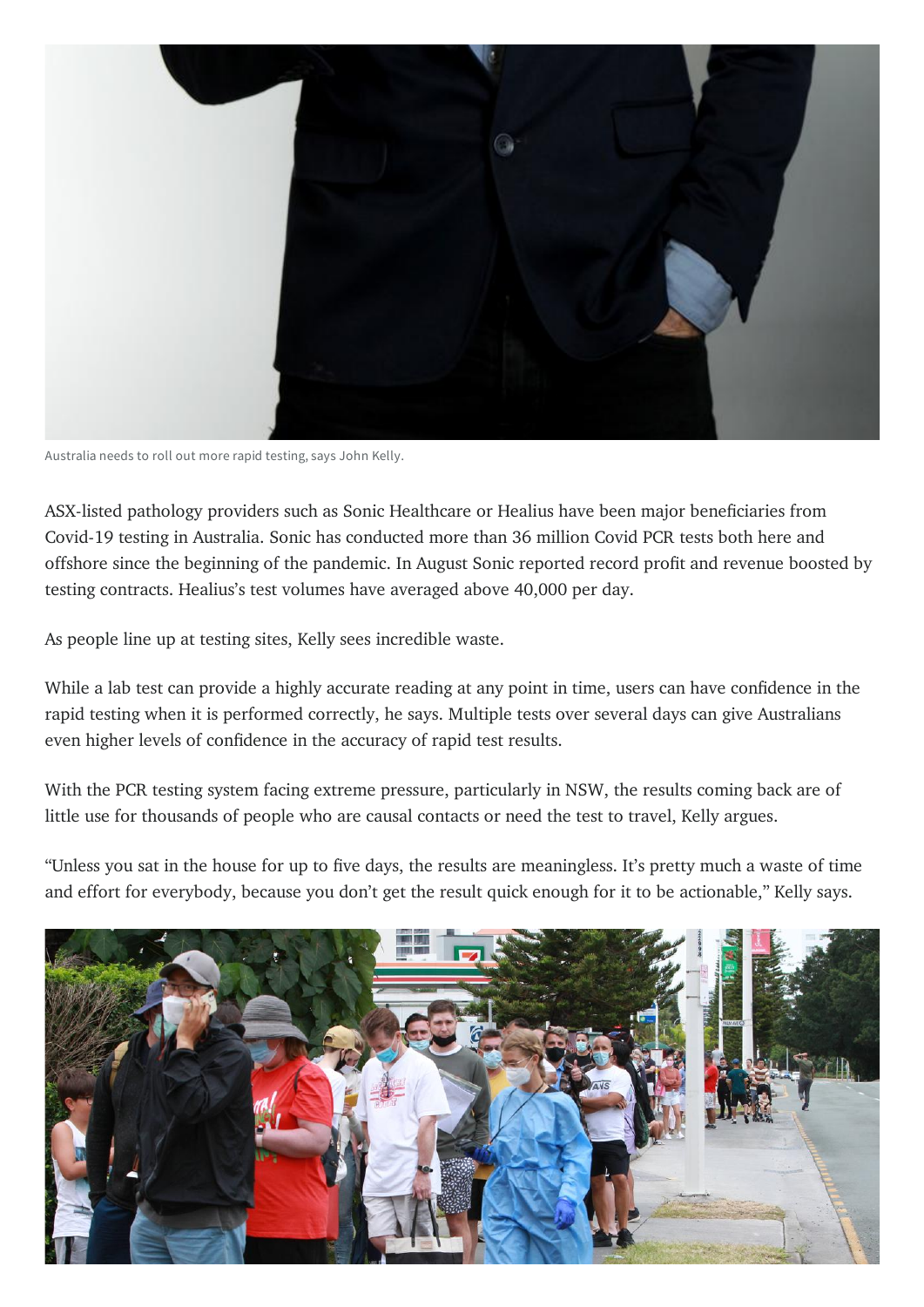Australia needs to roll out more rapid testing, says John Kelly.

ASX-listed pathology providers such as Sonic Healthcare or Healius have been major beneficiaries from Covid-19 testing in Australia. Sonic has conducted more than 36 million Covid PCR tests both here and offshore since the beginning of the pandemic. In August Sonic reported record profit and revenue boosted by testing contracts. Healius's test volumes have averaged above 40,000 per day.

As people line up at testing sites, Kelly sees incredible waste.

While a lab test can provide a highly accurate reading at any point in time, users can have confidence in the rapid testing when it is performed correctly, he says. Multiple tests over several days can give Australians even higher levels of confidence in the accuracy of rapid test results.

With the PCR testing system facing extreme pressure, particularly in NSW, the results coming back are of little use for thousands of people who are causal contacts or need the test to travel, Kelly argues.

"Unless you sat in the house for up to five days, the results are meaningless. It's pretty much a waste of time and effort for everybody, because you don't get the result quick enough for it to be actionable," Kelly says.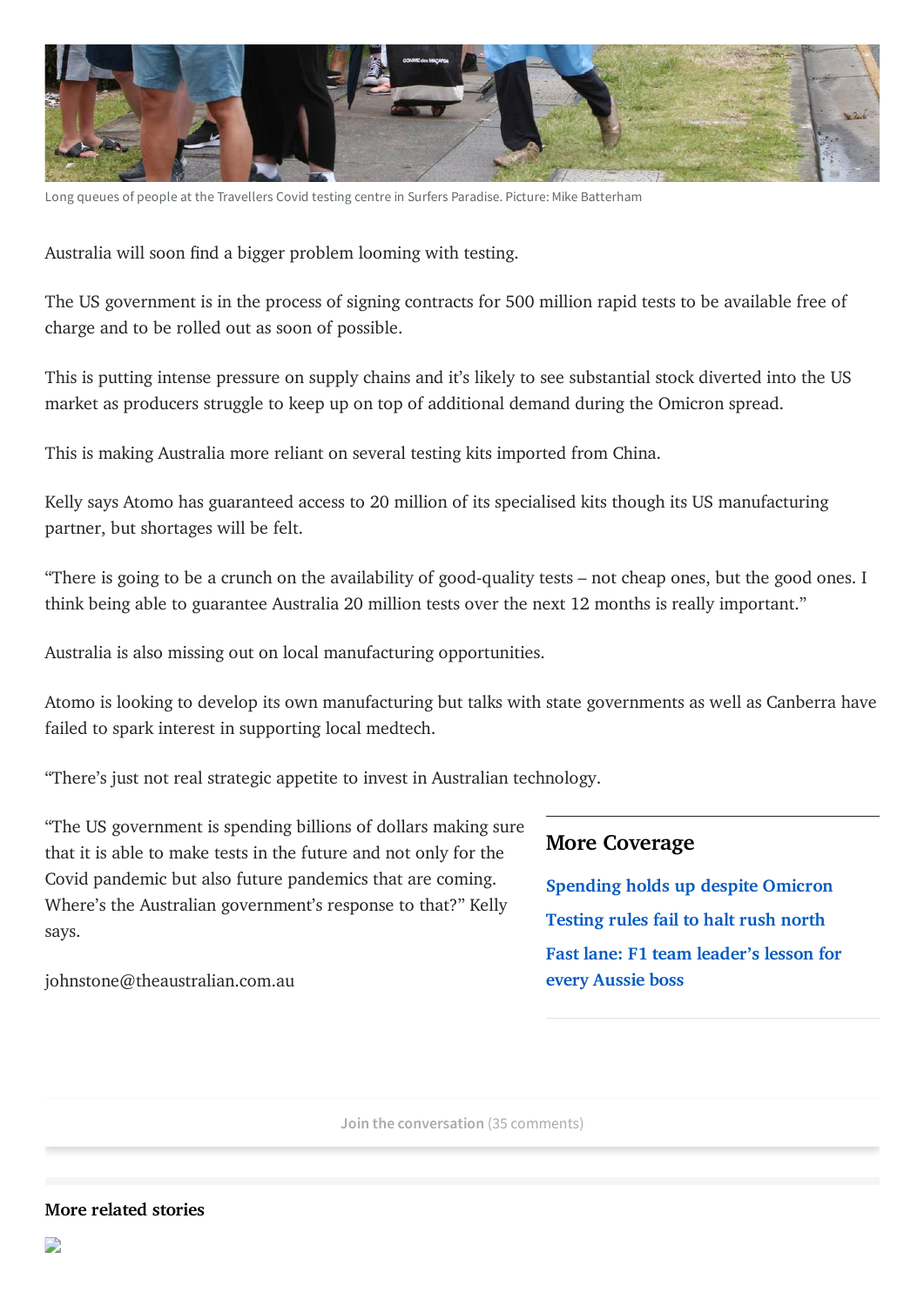Long queues of people at the Travellers Covid testing centre in Surfers Paradise. Picture: Mike Batterham

Australia will soon find a bigger problem looming with testing.

The US government is in the process of signing contracts for 500 million rapid tests to be available free of charge and to be rolled out as soon of possible.

This is putting intense pressure on supply chains and it's likely to see substantial stock diverted into the US market as producers struggle to keep up on top of additional demand during the Omicron spread.

This is making Australia more reliant on several testing kits imported from China.

Kelly says Atomo has guaranteed access to 20 million of its specialised kits though its US manufacturing partner, but shortages will be felt.

"There is going to be a crunch on the availability of good-quality tests – not cheap ones, but the good ones. I think being able to guarantee Australia 20 million tests over the next 12 months is really important."

Australia is also missing out on local manufacturing opportunities.

Atomo is looking to develop its own manufacturing but talks with state governments as well as Canberra have failed to spark interest in supporting local medtech.

"There's just not real strategic appetite to invest in Australian technology.

"The US government is spending billions of dollars making sure that it is able to make tests in the future and not only for the Covid pandemic but also future pandemics that are coming. Where's the Australian government's response to that?" Kelly says.

johnstone@theaustralian.com.au

## More Coverage

- Spending holds up despite Omicron
- Testing rules fail to halt rush north
- Fast lane: F1 team leader's lesson for every Aussie boss

Join the conversation (35 comments)

**More related stories**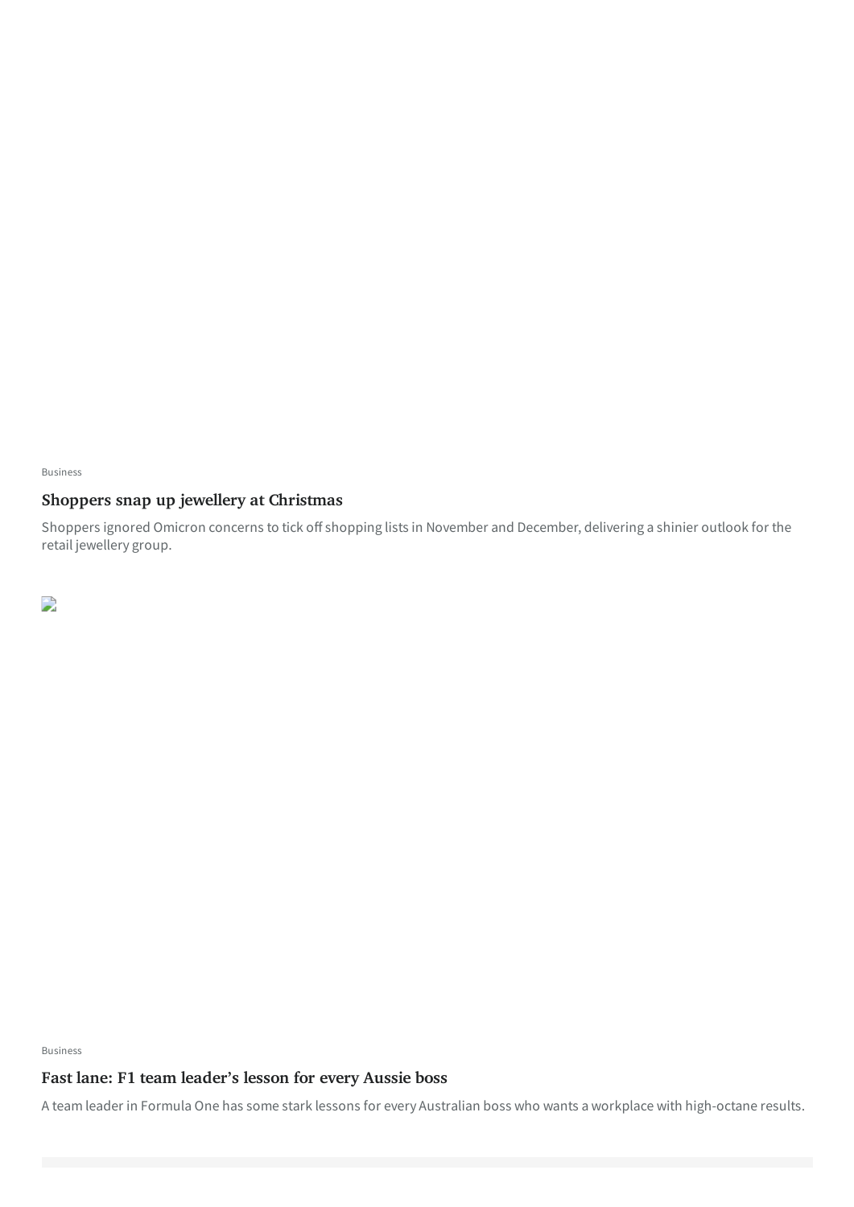Business

## Shoppers snap up jewellery at Christmas

Shoppers ignored Omicron concerns to tick off shopping lists in November and December, delivering a shinier outlook for the retail jewellery group.

Business

## Fast lane: F1 team leader's lesson for every Aussie boss

A team leader in Formula One has some stark lessons for every Australian boss who wants a workplace with high-octane results.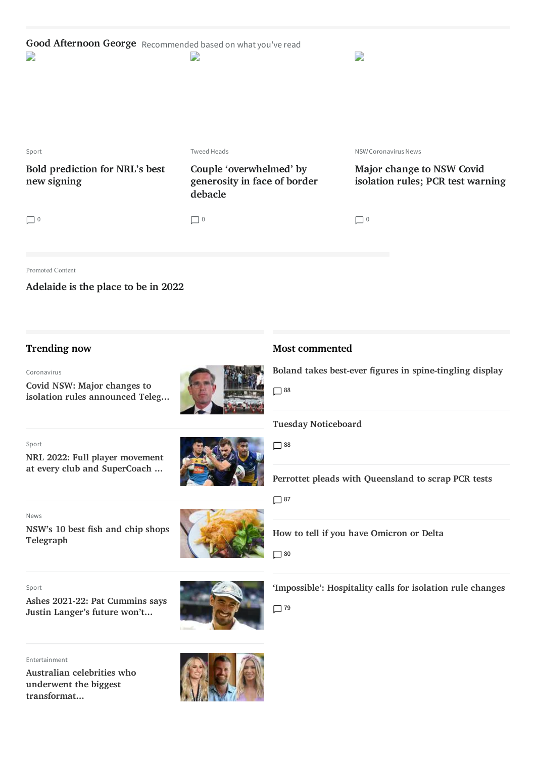## Good Afternoon George

Recommended based on what you've read

Sport

### Bold prediction for NRL's best new signing

0

Tweed Heads

### Couple 'overwhelmed' by generosity in face of border debacle

0

NSW Coronavirus News

### Major change to NSW Covid isolation rules; PCR test warning

0

Promoted Content

### Adelaide is the place to be in 2022

## Trending now

Coronavirus

### Covid NSW: Major changes to isolation rules announced Teleg...

Sport

### NRL 2022: Full player movement at every club and SuperCoach ...

News

### NSW's 10 best fish and chip shops Telegraph

Sport

### Ashes 2021-22: Pat Cummins says Justin Langer's future won't...

Entertainment

### Australian celebrities who underwent the biggest transformat...

## Most commented

### Boland takes best-ever figures in spine-tingling display

88

### Tuesday Noticeboard

88

### Perrottet pleads with Queensland to scrap PCR tests

87

### How to tell if you have Omicron or Delta

80

### 'Impossible': Hospitality calls for isolation rule changes

79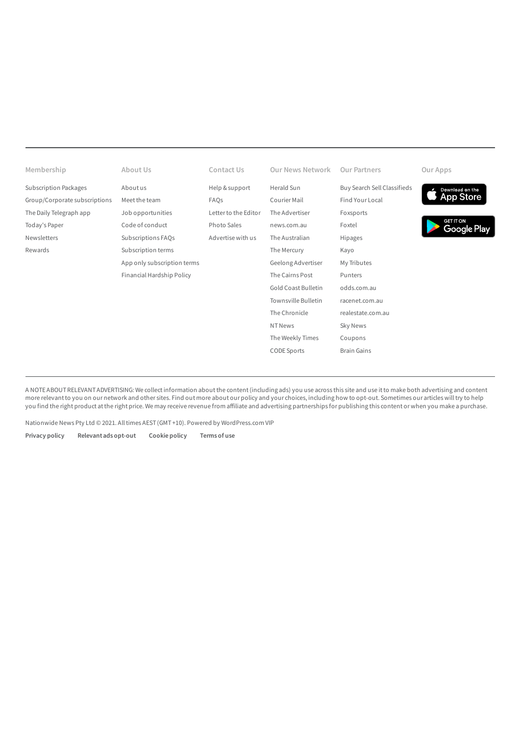### Membership

- Subscription Packages
- Group/Corporate subscriptions
- The Daily Telegraph app
- Today's Paper
- Newsletters
- Rewards

### About Us

- About us
- Meet the team
- Job opportunities
- Code of conduct
- Subscriptions FAQs
- Subscription terms
- App only subscription terms
- Financial Hardship Policy

### Contact Us

- Help & support
- FAQs
- Letter to the Editor
- Photo Sales
- Advertise with us

### Our News Network

- Herald Sun
- Courier Mail
- The Advertiser
- news.com.au
- The Australian
- The Mercury
- Geelong Advertiser
- The Cairns Post
- Gold Coast Bulletin
- Townsville Bulletin
- The Chronicle
- NT News
- The Weekly Times
- CODE Sports

### Our Partners

- Buy Search Sell Classifieds
- Find Your Local
- Foxsports
- Foxtel
- Hipages
- Kayo
- My Tributes
- Punters
- odds.com.au
- racenet.com.au
- realestate.com.au
- Sky News
- Coupons
- Brain Gains

### Our Apps

- Download on the App Store
- GET IT ON Google Play

A NOTE ABOUT RELEVANT ADVERTISING: We collect information about the content (including ads) you use across this site and use it to make both advertising and content more relevant to you on our network and other sites. Find out more about our policy and your choices, including how to opt-out. Sometimes our articles will try to help you find the right product at the right price. We may receive revenue from affiliate and advertising partnerships for publishing this content or when you make a purchase.

Nationwide News Pty Ltd © 2021. All times AEST (GMT +10). Powered by WordPress.com VIP

**Privacy policy** **Relevant ads opt-out** **Cookie policy** **Terms of use**